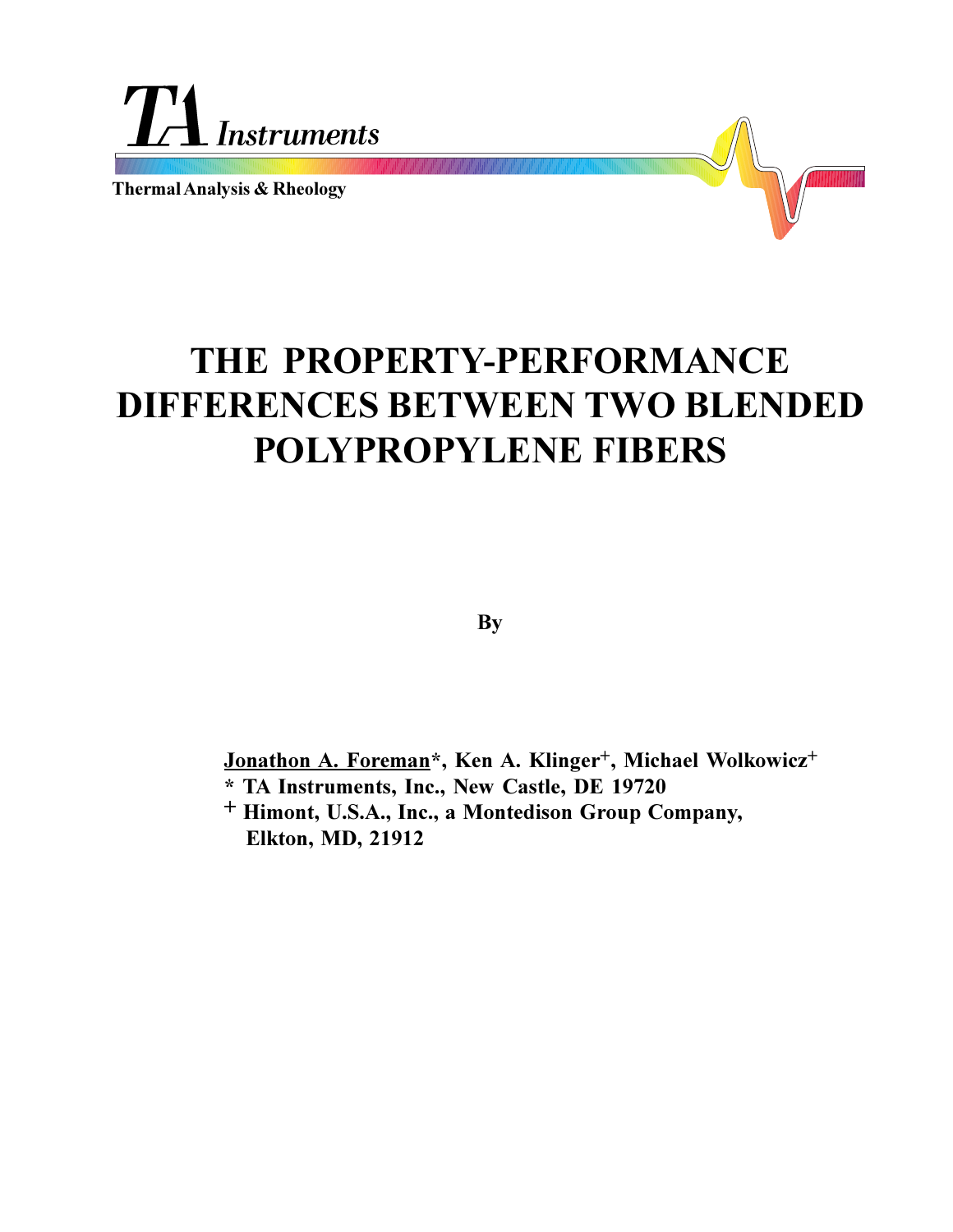TA Instruments

Thermal Analysis & Rheology

# THE PROPERTY-PERFORMANCE DIFFERENCES BETWEEN TWO BLENDED POLYPROPYLENE FIBERS

**By**

**Jonathon A. Foreman*, Ken A. Klinger+, Michael Wolkowicz+**

**\* TA Instruments, Inc., New Castle, DE 19720**

**+ Himont, U.S.A., Inc., a Montedison Group Company, Elkton, MD, 21912**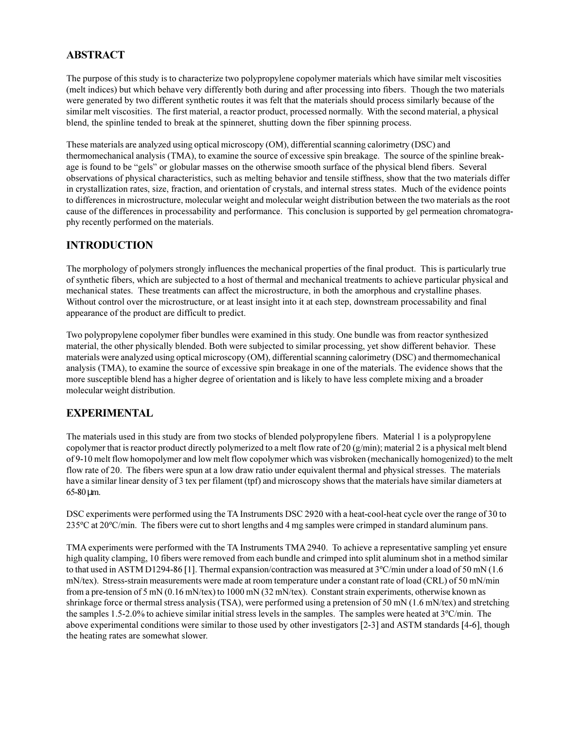## ABSTRACT

The purpose of this study is to characterize two polypropylene copolymer materials which have similar melt viscosities (melt indices) but which behave very differently both during and after processing into fibers. Though the two materials were generated by two different synthetic routes it was felt that the materials should process similarly because of the similar melt viscosities. The first material, a reactor product, processed normally. With the second material, a physical blend, the spinline tended to break at the spinneret, shutting down the fiber spinning process.

These materials are analyzed using optical microscopy (OM), differential scanning calorimetry (DSC) and thermomechanical analysis (TMA), to examine the source of excessive spin breakage. The source of the spinline breakage is found to be "gels" or globular masses on the otherwise smooth surface of the physical blend fibers. Several observations of physical characteristics, such as melting behavior and tensile stiffness, show that the two materials differ in crystallization rates, size, fraction, and orientation of crystals, and internal stress states. Much of the evidence points to differences in microstructure, molecular weight and molecular weight distribution between the two materials as the root cause of the differences in processability and performance. This conclusion is supported by gel permeation chromatography recently performed on the materials.

## INTRODUCTION

The morphology of polymers strongly influences the mechanical properties of the final product. This is particularly true of synthetic fibers, which are subjected to a host of thermal and mechanical treatments to achieve particular physical and mechanical states. These treatments can affect the microstructure, in both the amorphous and crystalline phases. Without control over the microstructure, or at least insight into it at each step, downstream processability and final appearance of the product are difficult to predict.

Two polypropylene copolymer fiber bundles were examined in this study. One bundle was from reactor synthesized material, the other physically blended. Both were subjected to similar processing, yet show different behavior. These materials were analyzed using optical microscopy (OM), differential scanning calorimetry (DSC) and thermomechanical analysis (TMA), to examine the source of excessive spin breakage in one of the materials. The evidence shows that the more susceptible blend has a higher degree of orientation and is likely to have less complete mixing and a broader molecular weight distribution.

## EXPERIMENTAL

The materials used in this study are from two stocks of blended polypropylene fibers. Material 1 is a polypropylene copolymer that is reactor product directly polymerized to a melt flow rate of 20 (g/min); material 2 is a physical melt blend of 9-10 melt flow homopolymer and low melt flow copolymer which was visbroken (mechanically homogenized) to the melt flow rate of 20. The fibers were spun at a low draw ratio under equivalent thermal and physical stresses. The materials have a similar linear density of 3 tex per filament (tpf) and microscopy shows that the materials have similar diameters at 65-80 μm.

DSC experiments were performed using the TA Instruments DSC 2920 with a heat-cool-heat cycle over the range of 30 to 235ºC at 20ºC/min. The fibers were cut to short lengths and 4 mg samples were crimped in standard aluminum pans.

TMA experiments were performed with the TA Instruments TMA 2940. To achieve a representative sampling yet ensure high quality clamping, 10 fibers were removed from each bundle and crimped into split aluminum shot in a method similar to that used in ASTM D1294-86 [1]. Thermal expansion/contraction was measured at 3ºC/min under a load of 50 mN (1.6 mN/tex). Stress-strain measurements were made at room temperature under a constant rate of load (CRL) of 50 mN/min from a pre-tension of 5 mN (0.16 mN/tex) to 1000 mN (32 mN/tex). Constant strain experiments, otherwise known as shrinkage force or thermal stress analysis (TSA), were performed using a pretension of 50 mN (1.6 mN/tex) and stretching the samples 1.5-2.0% to achieve similar initial stress levels in the samples. The samples were heated at 3ºC/min. The above experimental conditions were similar to those used by other investigators [2-3] and ASTM standards [4-6], though the heating rates are somewhat slower.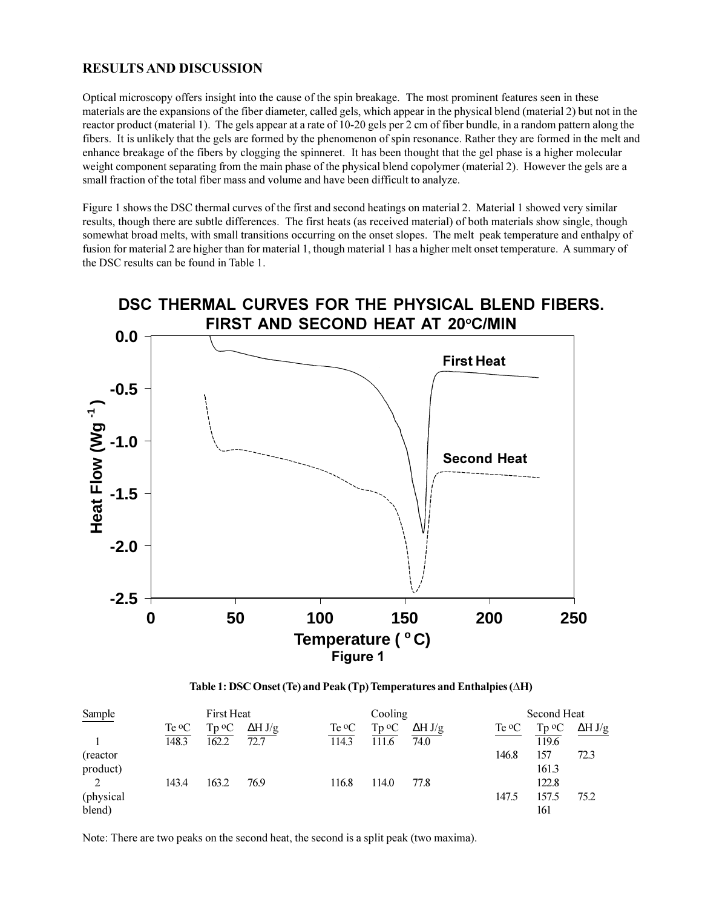## RESULTS AND DISCUSSION

Optical microscopy offers insight into the cause of the spin breakage. The most prominent features seen in these materials are the expansions of the fiber diameter, called gels, which appear in the physical blend (material 2) but not in the reactor product (material 1). The gels appear at a rate of 10-20 gels per 2 cm of fiber bundle, in a random pattern along the fibers. It is unlikely that the gels are formed by the phenomenon of spin resonance. Rather they are formed in the melt and enhance breakage of the fibers by clogging the spinneret. It has been thought that the gel phase is a higher molecular weight component separating from the main phase of the physical blend copolymer (material 2). However the gels are a small fraction of the total fiber mass and volume and have been difficult to analyze.

Figure 1 shows the DSC thermal curves of the first and second heatings on material 2. Material 1 showed very similar results, though there are subtle differences. The first heats (as received material) of both materials show single, though somewhat broad melts, with small transitions occurring on the onset slopes. The melt peak temperature and enthalpy of fusion for material 2 are higher than for material 1, though material 1 has a higher melt onset temperature. A summary of the DSC results can be found in Table 1.

**DSC THERMAL CURVES FOR THE PHYSICAL BLEND FIBERS. FIRST AND SECOND HEAT AT 20°C/MIN**

**Figure 1**

**Table 1: DSC Onset (Te) and Peak (Tp) Temperatures and Enthalpies (ΔH)**

| Sample | First Heat | | | Cooling | | | Second Heat | | |
|---|---|---|---|---|---|---|---|---|---|
| | Te °C | Tp °C | ΔH J/g | Te °C | Tp °C | ΔH J/g | Te °C | Tp °C | ΔH J/g |
| 1 (reactor product) | 148.3 | 162.2 | 72.7 | 114.3 | 111.6 | 74.0 | 146.8 | 119.6<br>157<br>161.3 | 72.3 |
| 2 (physical blend) | 143.4 | 163.2 | 76.9 | 116.8 | 114.0 | 77.8 | 147.5 | 122.8<br>157.5<br>161 | 75.2 |

Note: There are two peaks on the second heat, the second is a split peak (two maxima).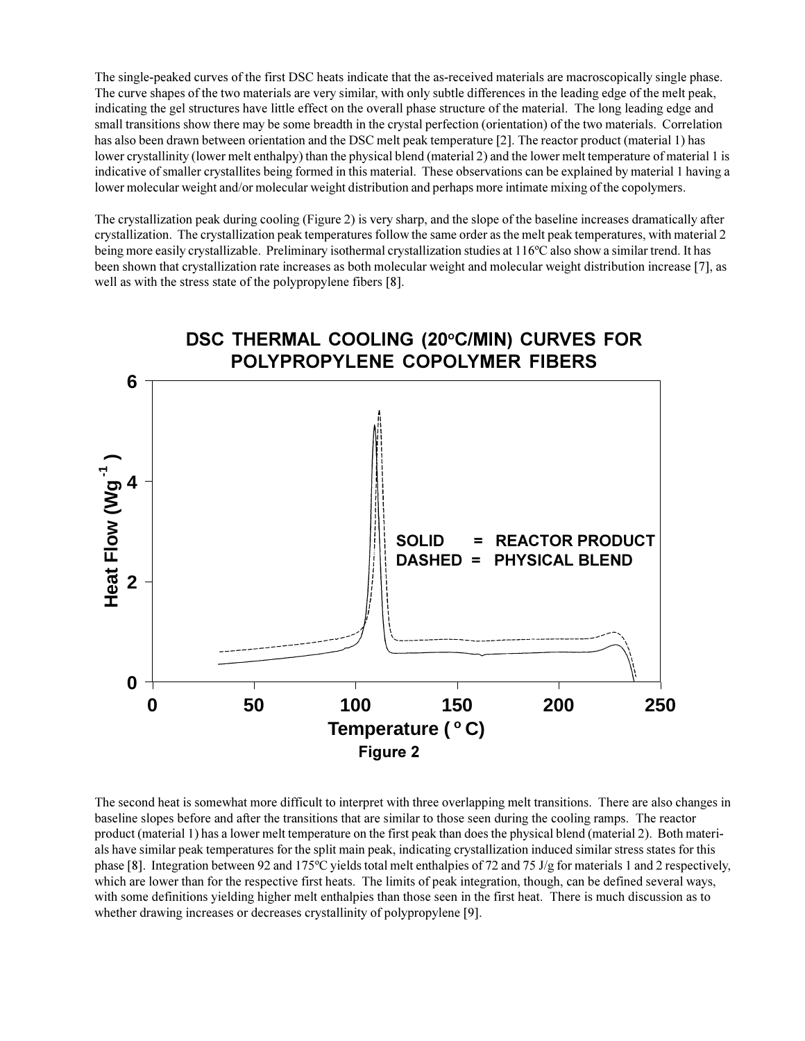The single-peaked curves of the first DSC heats indicate that the as-received materials are macroscopically single phase. The curve shapes of the two materials are very similar, with only subtle differences in the leading edge of the melt peak, indicating the gel structures have little effect on the overall phase structure of the material. The long leading edge and small transitions show there may be some breadth in the crystal perfection (orientation) of the two materials. Correlation has also been drawn between orientation and the DSC melt peak temperature [2]. The reactor product (material 1) has lower crystallinity (lower melt enthalpy) than the physical blend (material 2) and the lower melt temperature of material 1 is indicative of smaller crystallites being formed in this material. These observations can be explained by material 1 having a lower molecular weight and/or molecular weight distribution and perhaps more intimate mixing of the copolymers.

The crystallization peak during cooling (Figure 2) is very sharp, and the slope of the baseline increases dramatically after crystallization. The crystallization peak temperatures follow the same order as the melt peak temperatures, with material 2 being more easily crystallizable. Preliminary isothermal crystallization studies at 116ºC also show a similar trend. It has been shown that crystallization rate increases as both molecular weight and molecular weight distribution increase [7], as well as with the stress state of the polypropylene fibers [8].

**DSC THERMAL COOLING (20°C/MIN) CURVES FOR POLYPROPYLENE COPOLYMER FIBERS**

SOLID = REACTOR PRODUCT
DASHED = PHYSICAL BLEND

Heat Flow ($Wg^{-1}$) vs. Temperature (°C)

**Figure 2**

The second heat is somewhat more difficult to interpret with three overlapping melt transitions. There are also changes in baseline slopes before and after the transitions that are similar to those seen during the cooling ramps. The reactor product (material 1) has a lower melt temperature on the first peak than does the physical blend (material 2). Both materials have similar peak temperatures for the split main peak, indicating crystallization induced similar stress states for this phase [8]. Integration between 92 and 175ºC yields total melt enthalpies of 72 and 75 J/g for materials 1 and 2 respectively, which are lower than for the respective first heats. The limits of peak integration, though, can be defined several ways, with some definitions yielding higher melt enthalpies than those seen in the first heat. There is much discussion as to whether drawing increases or decreases crystallinity of polypropylene [9].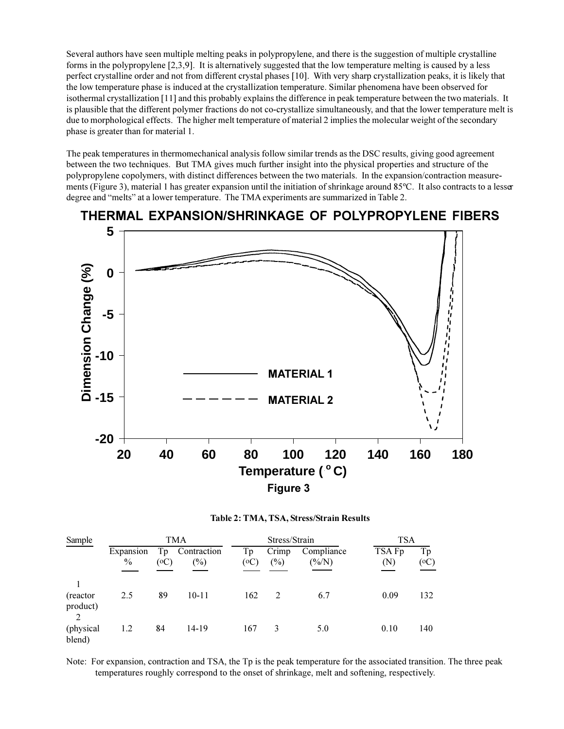Several authors have seen multiple melting peaks in polypropylene, and there is the suggestion of multiple crystalline forms in the polypropylene [2,3,9]. It is alternatively suggested that the low temperature melting is caused by a less perfect crystalline order and not from different crystal phases [10]. With very sharp crystallization peaks, it is likely that the low temperature phase is induced at the crystallization temperature. Similar phenomena have been observed for isothermal crystallization [11] and this probably explains the difference in peak temperature between the two materials. It is plausible that the different polymer fractions do not co-crystallize simultaneously, and that the lower temperature melt is due to morphological effects. The higher melt temperature of material 2 implies the molecular weight of the secondary phase is greater than for material 1.

The peak temperatures in thermomechanical analysis follow similar trends as the DSC results, giving good agreement between the two techniques. But TMA gives much further insight into the physical properties and structure of the polypropylene copolymers, with distinct differences between the two materials. In the expansion/contraction measurements (Figure 3), material 1 has greater expansion until the initiation of shrinkage around 85ºC. It also contracts to a lesser degree and "melts" at a lower temperature. The TMA experiments are summarized in Table 2.

**THERMAL EXPANSION/SHRINKAGE OF POLYPROPYLENE FIBERS**

**Figure 3**

**Table 2: TMA, TSA, Stress/Strain Results**

| Sample | TMA | | | Stress/Strain | | | TSA | |
|---|---|---|---|---|---|---|---|---|
| | Expansion % | Tp (ºC) | Contraction (%) | Tp (ºC) | Crimp (%) | Compliance (%/N) | TSA Fp (N) | Tp (ºC) |
| 1 (reactor product) | 2.5 | 89 | 10-11 | 162 | 2 | 6.7 | 0.09 | 132 |
| 2 (physical blend) | 1.2 | 84 | 14-19 | 167 | 3 | 5.0 | 0.10 | 140 |

Note: For expansion, contraction and TSA, the Tp is the peak temperature for the associated transition. The three peak temperatures roughly correspond to the onset of shrinkage, melt and softening, respectively.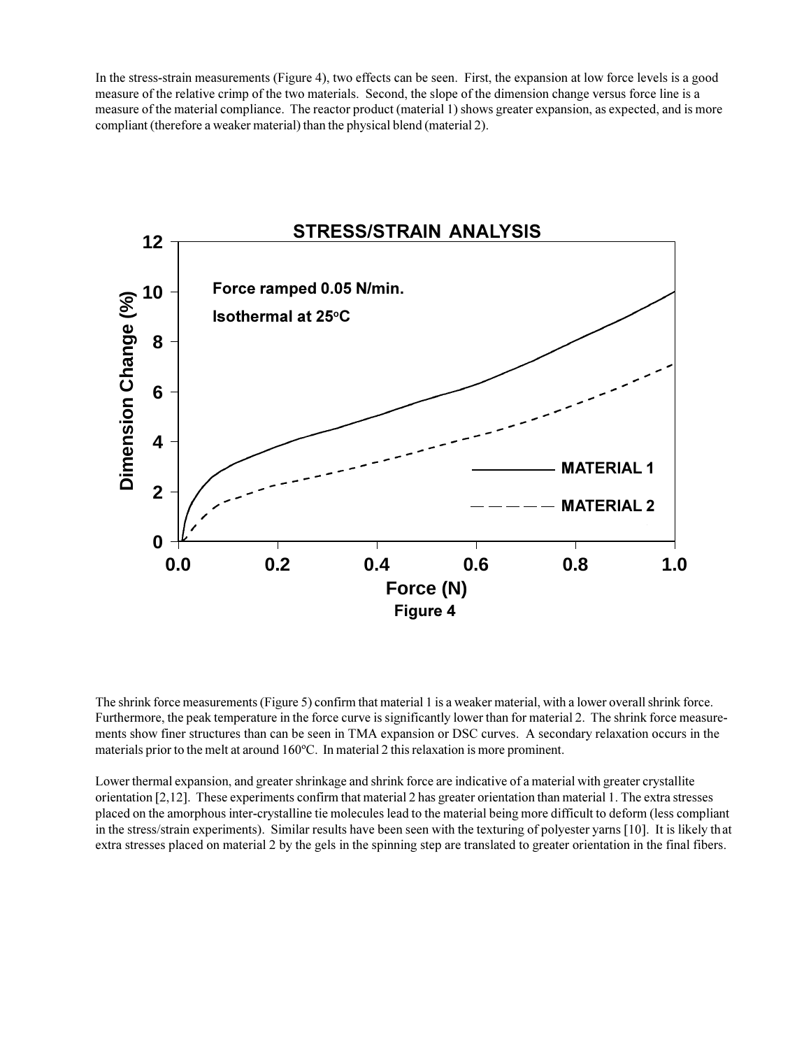In the stress-strain measurements (Figure 4), two effects can be seen. First, the expansion at low force levels is a good measure of the relative crimp of the two materials. Second, the slope of the dimension change versus force line is a measure of the material compliance. The reactor product (material 1) shows greater expansion, as expected, and is more compliant (therefore a weaker material) than the physical blend (material 2).

Figure 4

The shrink force measurements (Figure 5) confirm that material 1 is a weaker material, with a lower overall shrink force. Furthermore, the peak temperature in the force curve is significantly lower than for material 2. The shrink force measurements show finer structures than can be seen in TMA expansion or DSC curves. A secondary relaxation occurs in the materials prior to the melt at around 160°C. In material 2 this relaxation is more prominent.

Lower thermal expansion, and greater shrinkage and shrink force are indicative of a material with greater crystallite orientation [2,12]. These experiments confirm that material 2 has greater orientation than material 1. The extra stresses placed on the amorphous inter-crystalline tie molecules lead to the material being more difficult to deform (less compliant in the stress/strain experiments). Similar results have been seen with the texturing of polyester yarns [10]. It is likely that extra stresses placed on material 2 by the gels in the spinning step are translated to greater orientation in the final fibers.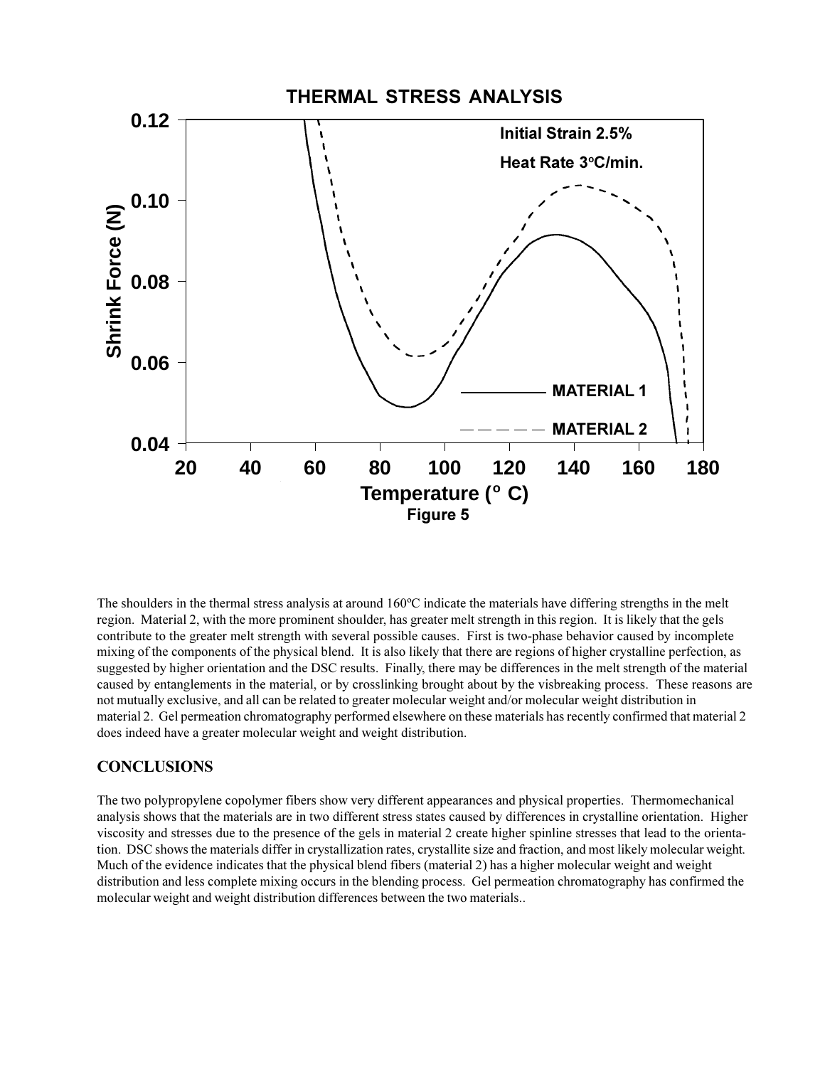Figure 5

The shoulders in the thermal stress analysis at around 160ºC indicate the materials have differing strengths in the melt region. Material 2, with the more prominent shoulder, has greater melt strength in this region. It is likely that the gels contribute to the greater melt strength with several possible causes. First is two-phase behavior caused by incomplete mixing of the components of the physical blend. It is also likely that there are regions of higher crystalline perfection, as suggested by higher orientation and the DSC results. Finally, there may be differences in the melt strength of the material caused by entanglements in the material, or by crosslinking brought about by the visbreaking process. These reasons are not mutually exclusive, and all can be related to greater molecular weight and/or molecular weight distribution in material 2. Gel permeation chromatography performed elsewhere on these materials has recently confirmed that material 2 does indeed have a greater molecular weight and weight distribution.

## CONCLUSIONS

The two polypropylene copolymer fibers show very different appearances and physical properties. Thermomechanical analysis shows that the materials are in two different stress states caused by differences in crystalline orientation. Higher viscosity and stresses due to the presence of the gels in material 2 create higher spinline stresses that lead to the orientation. DSC shows the materials differ in crystallization rates, crystallite size and fraction, and most likely molecular weight. Much of the evidence indicates that the physical blend fibers (material 2) has a higher molecular weight and weight distribution and less complete mixing occurs in the blending process. Gel permeation chromatography has confirmed the molecular weight and weight distribution differences between the two materials..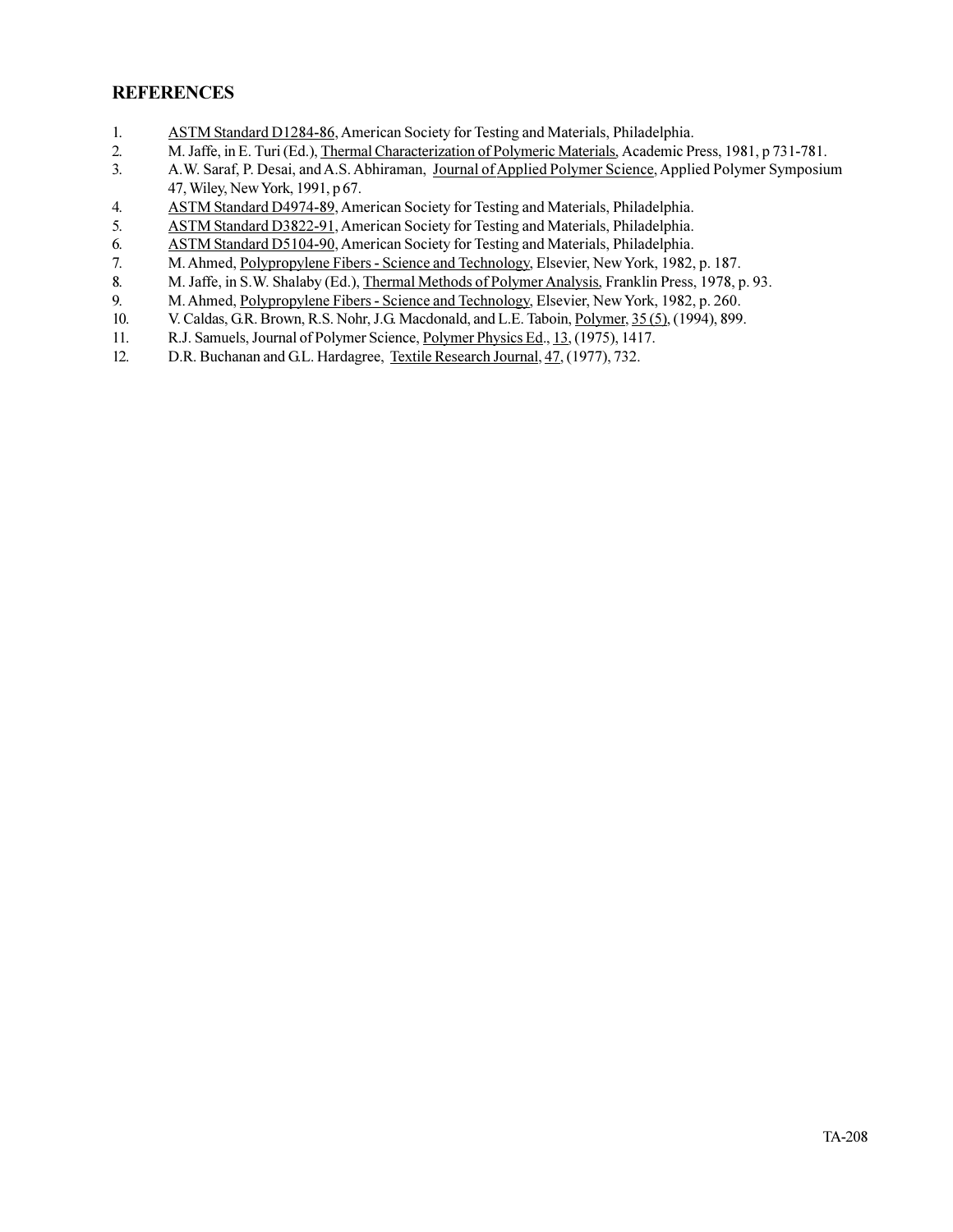## REFERENCES

1. ASTM Standard D1284-86, American Society for Testing and Materials, Philadelphia.
2. M. Jaffe, in E. Turi (Ed.), Thermal Characterization of Polymeric Materials, Academic Press, 1981, p 731-781.
3. A.W. Saraf, P. Desai, and A.S. Abhiraman, Journal of Applied Polymer Science, Applied Polymer Symposium 47, Wiley, New York, 1991, p 67.
4. ASTM Standard D4974-89, American Society for Testing and Materials, Philadelphia.
5. ASTM Standard D3822-91, American Society for Testing and Materials, Philadelphia.
6. ASTM Standard D5104-90, American Society for Testing and Materials, Philadelphia.
7. M. Ahmed, Polypropylene Fibers - Science and Technology, Elsevier, New York, 1982, p. 187.
8. M. Jaffe, in S.W. Shalaby (Ed.), Thermal Methods of Polymer Analysis, Franklin Press, 1978, p. 93.
9. M. Ahmed, Polypropylene Fibers - Science and Technology, Elsevier, New York, 1982, p. 260.
10. V. Caldas, G.R. Brown, R.S. Nohr, J.G. Macdonald, and L.E. Taboin, Polymer, 35 (5), (1994), 899.
11. R.J. Samuels, Journal of Polymer Science, Polymer Physics Ed., 13, (1975), 1417.
12. D.R. Buchanan and G.L. Hardagree, Textile Research Journal, 47, (1977), 732.

TA-208